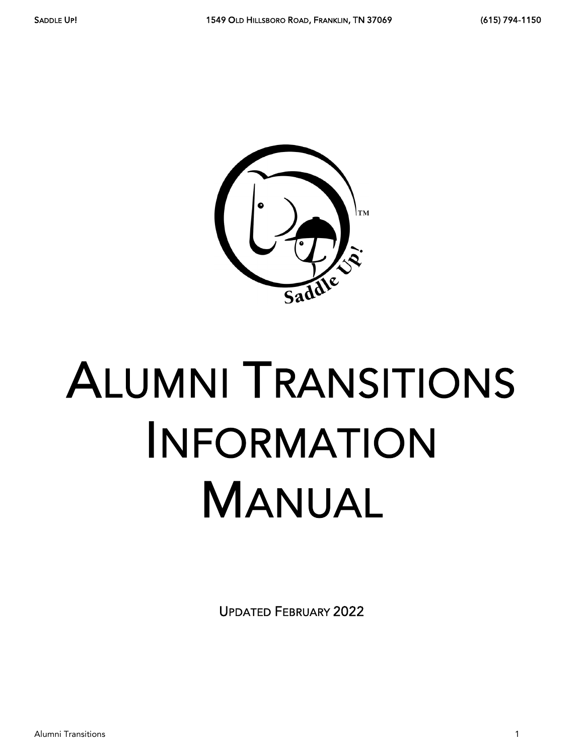# Alumni Transitions Information Manual

Updated February 2022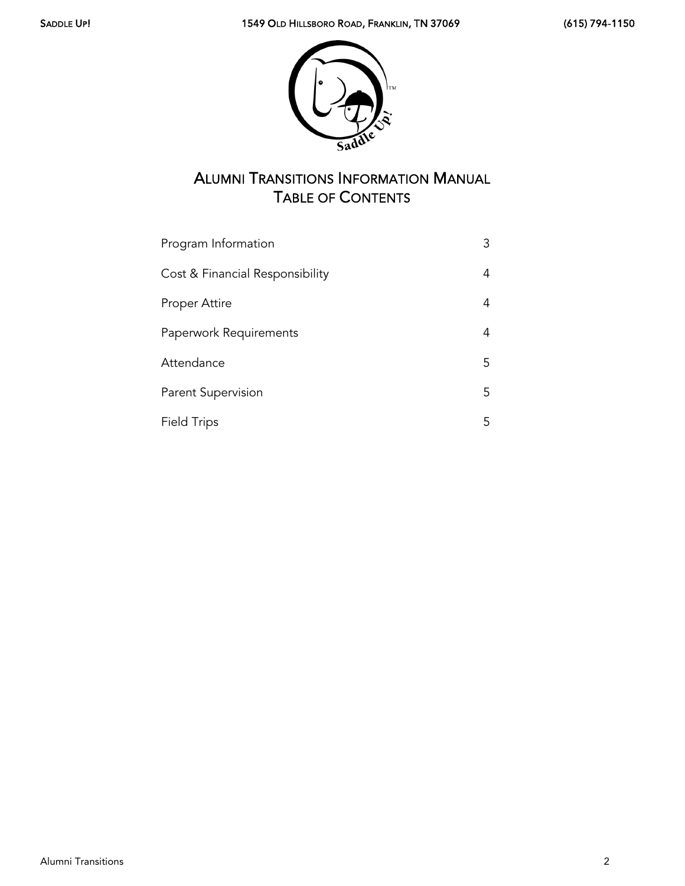# Alumni Transitions Information Manual
## Table of Contents

| | |
|---|---|
| Program Information | 3 |
| Cost & Financial Responsibility | 4 |
| Proper Attire | 4 |
| Paperwork Requirements | 4 |
| Attendance | 5 |
| Parent Supervision | 5 |
| Field Trips | 5 |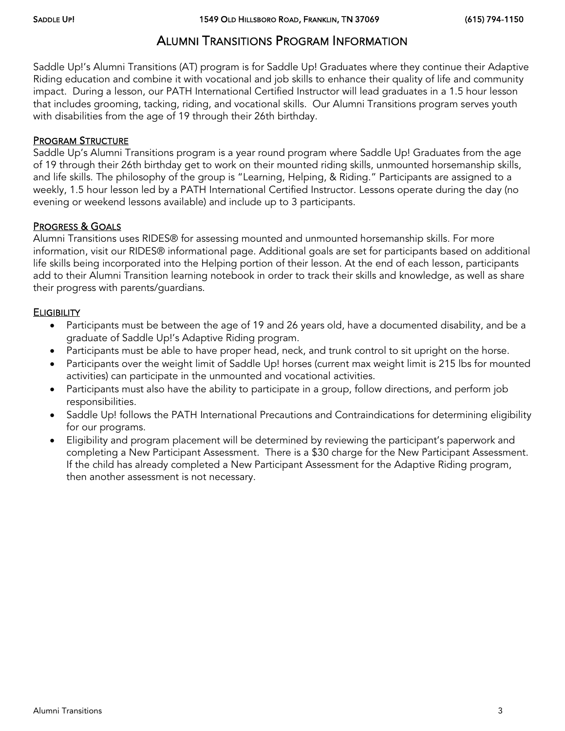# Alumni Transitions Program Information

Saddle Up!'s Alumni Transitions (AT) program is for Saddle Up! Graduates where they continue their Adaptive Riding education and combine it with vocational and job skills to enhance their quality of life and community impact. During a lesson, our PATH International Certified Instructor will lead graduates in a 1.5 hour lesson that includes grooming, tacking, riding, and vocational skills. Our Alumni Transitions program serves youth with disabilities from the age of 19 through their 26th birthday.

## Program Structure

Saddle Up's Alumni Transitions program is a year round program where Saddle Up! Graduates from the age of 19 through their 26th birthday get to work on their mounted riding skills, unmounted horsemanship skills, and life skills. The philosophy of the group is "Learning, Helping, & Riding." Participants are assigned to a weekly, 1.5 hour lesson led by a PATH International Certified Instructor. Lessons operate during the day (no evening or weekend lessons available) and include up to 3 participants.

## Progress & Goals

Alumni Transitions uses RIDES® for assessing mounted and unmounted horsemanship skills. For more information, visit our RIDES® informational page. Additional goals are set for participants based on additional life skills being incorporated into the Helping portion of their lesson. At the end of each lesson, participants add to their Alumni Transition learning notebook in order to track their skills and knowledge, as well as share their progress with parents/guardians.

## Eligibility

- Participants must be between the age of 19 and 26 years old, have a documented disability, and be a graduate of Saddle Up!'s Adaptive Riding program.
- Participants must be able to have proper head, neck, and trunk control to sit upright on the horse.
- Participants over the weight limit of Saddle Up! horses (current max weight limit is 215 lbs for mounted activities) can participate in the unmounted and vocational activities.
- Participants must also have the ability to participate in a group, follow directions, and perform job responsibilities.
- Saddle Up! follows the PATH International Precautions and Contraindications for determining eligibility for our programs.
- Eligibility and program placement will be determined by reviewing the participant's paperwork and completing a New Participant Assessment. There is a $30 charge for the New Participant Assessment. If the child has already completed a New Participant Assessment for the Adaptive Riding program, then another assessment is not necessary.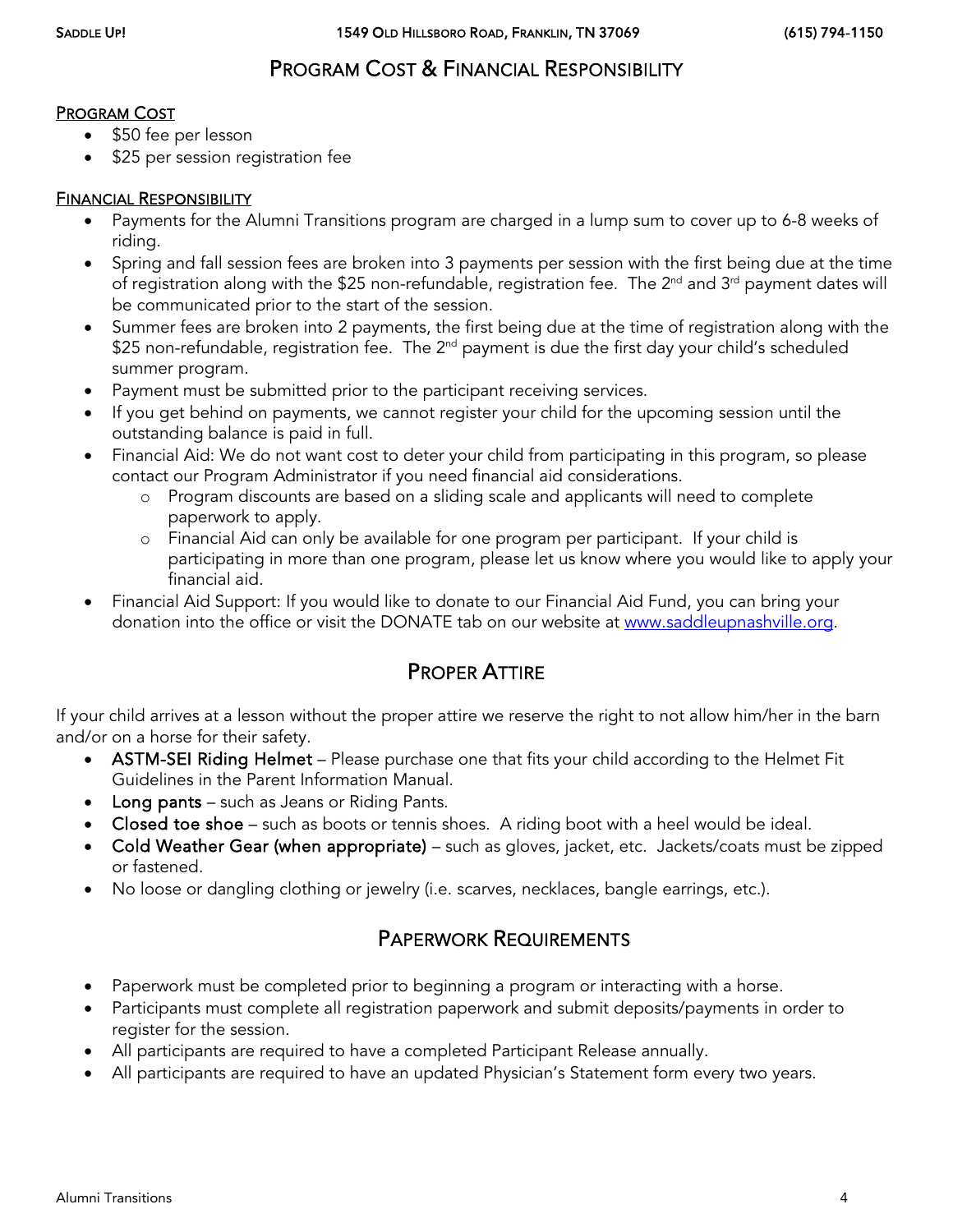# Program Cost & Financial Responsibility

## Program Cost

- $50 fee per lesson
- $25 per session registration fee

## Financial Responsibility

- Payments for the Alumni Transitions program are charged in a lump sum to cover up to 6-8 weeks of riding.
- Spring and fall session fees are broken into 3 payments per session with the first being due at the time of registration along with the $25 non-refundable, registration fee. The 2nd and 3rd payment dates will be communicated prior to the start of the session.
- Summer fees are broken into 2 payments, the first being due at the time of registration along with the $25 non-refundable, registration fee. The 2nd payment is due the first day your child's scheduled summer program.
- Payment must be submitted prior to the participant receiving services.
- If you get behind on payments, we cannot register your child for the upcoming session until the outstanding balance is paid in full.
- Financial Aid: We do not want cost to deter your child from participating in this program, so please contact our Program Administrator if you need financial aid considerations.
    - Program discounts are based on a sliding scale and applicants will need to complete paperwork to apply.
    - Financial Aid can only be available for one program per participant. If your child is participating in more than one program, please let us know where you would like to apply your financial aid.
- Financial Aid Support: If you would like to donate to our Financial Aid Fund, you can bring your donation into the office or visit the DONATE tab on our website at www.saddleupnashville.org.

# Proper Attire

If your child arrives at a lesson without the proper attire we reserve the right to not allow him/her in the barn and/or on a horse for their safety.

- **ASTM-SEI Riding Helmet** – Please purchase one that fits your child according to the Helmet Fit Guidelines in the Parent Information Manual.
- **Long pants** – such as Jeans or Riding Pants.
- **Closed toe shoe** – such as boots or tennis shoes. A riding boot with a heel would be ideal.
- **Cold Weather Gear (when appropriate)** – such as gloves, jacket, etc. Jackets/coats must be zipped or fastened.
- No loose or dangling clothing or jewelry (i.e. scarves, necklaces, bangle earrings, etc.).

# Paperwork Requirements

- Paperwork must be completed prior to beginning a program or interacting with a horse.
- Participants must complete all registration paperwork and submit deposits/payments in order to register for the session.
- All participants are required to have a completed Participant Release annually.
- All participants are required to have an updated Physician's Statement form every two years.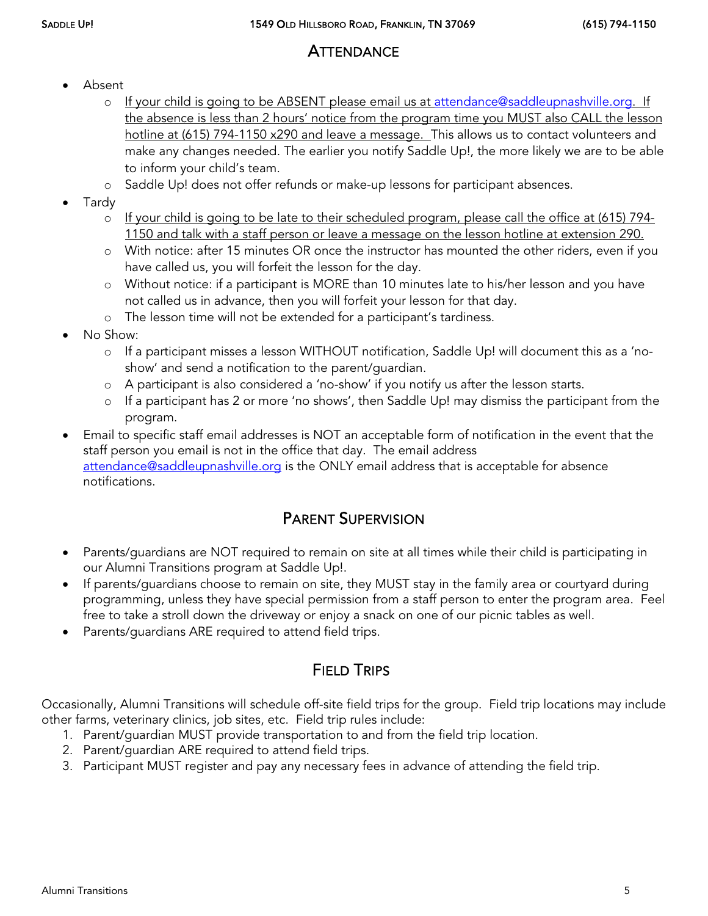## Attendance

- Absent
  - If your child is going to be ABSENT please email us at attendance@saddleupnashville.org. If the absence is less than 2 hours' notice from the program time you MUST also CALL the lesson hotline at (615) 794-1150 x290 and leave a message. This allows us to contact volunteers and make any changes needed. The earlier you notify Saddle Up!, the more likely we are to be able to inform your child's team.
  - Saddle Up! does not offer refunds or make-up lessons for participant absences.
- Tardy
  - If your child is going to be late to their scheduled program, please call the office at (615) 794-1150 and talk with a staff person or leave a message on the lesson hotline at extension 290.
  - With notice: after 15 minutes OR once the instructor has mounted the other riders, even if you have called us, you will forfeit the lesson for the day.
  - Without notice: if a participant is MORE than 10 minutes late to his/her lesson and you have not called us in advance, then you will forfeit your lesson for that day.
  - The lesson time will not be extended for a participant's tardiness.
- No Show:
  - If a participant misses a lesson WITHOUT notification, Saddle Up! will document this as a 'no-show' and send a notification to the parent/guardian.
  - A participant is also considered a 'no-show' if you notify us after the lesson starts.
  - If a participant has 2 or more 'no shows', then Saddle Up! may dismiss the participant from the program.
- Email to specific staff email addresses is NOT an acceptable form of notification in the event that the staff person you email is not in the office that day. The email address attendance@saddleupnashville.org is the ONLY email address that is acceptable for absence notifications.

## Parent Supervision

- Parents/guardians are NOT required to remain on site at all times while their child is participating in our Alumni Transitions program at Saddle Up!.
- If parents/guardians choose to remain on site, they MUST stay in the family area or courtyard during programming, unless they have special permission from a staff person to enter the program area. Feel free to take a stroll down the driveway or enjoy a snack on one of our picnic tables as well.
- Parents/guardians ARE required to attend field trips.

## Field Trips

Occasionally, Alumni Transitions will schedule off-site field trips for the group. Field trip locations may include other farms, veterinary clinics, job sites, etc. Field trip rules include:

1. Parent/guardian MUST provide transportation to and from the field trip location.
2. Parent/guardian ARE required to attend field trips.
3. Participant MUST register and pay any necessary fees in advance of attending the field trip.